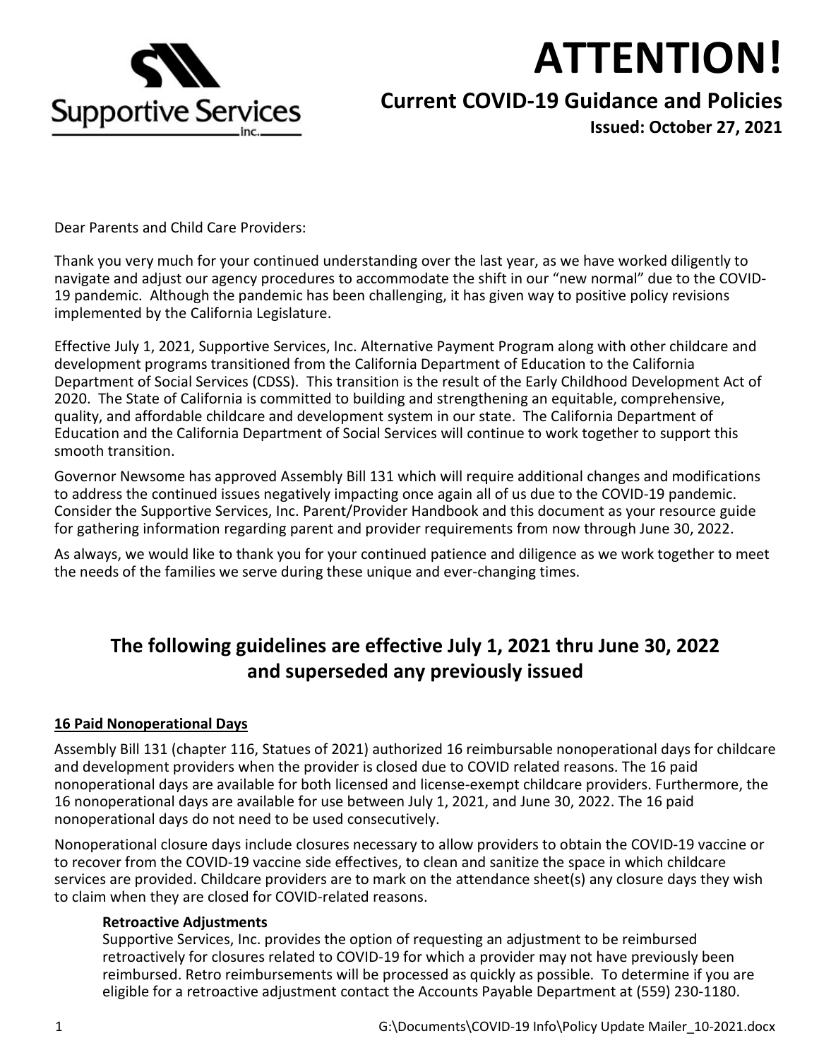Supportive Services Inc.

# ATTENTION!

## Current COVID-19 Guidance and Policies

**Issued: October 27, 2021**

Dear Parents and Child Care Providers:

Thank you very much for your continued understanding over the last year, as we have worked diligently to navigate and adjust our agency procedures to accommodate the shift in our "new normal" due to the COVID-19 pandemic. Although the pandemic has been challenging, it has given way to positive policy revisions implemented by the California Legislature.

Effective July 1, 2021, Supportive Services, Inc. Alternative Payment Program along with other childcare and development programs transitioned from the California Department of Education to the California Department of Social Services (CDSS). This transition is the result of the Early Childhood Development Act of 2020. The State of California is committed to building and strengthening an equitable, comprehensive, quality, and affordable childcare and development system in our state. The California Department of Education and the California Department of Social Services will continue to work together to support this smooth transition.

Governor Newsome has approved Assembly Bill 131 which will require additional changes and modifications to address the continued issues negatively impacting once again all of us due to the COVID-19 pandemic. Consider the Supportive Services, Inc. Parent/Provider Handbook and this document as your resource guide for gathering information regarding parent and provider requirements from now through June 30, 2022.

As always, we would like to thank you for your continued patience and diligence as we work together to meet the needs of the families we serve during these unique and ever-changing times.

## The following guidelines are effective July 1, 2021 thru June 30, 2022 and superseded any previously issued

### 16 Paid Nonoperational Days

Assembly Bill 131 (chapter 116, Statues of 2021) authorized 16 reimbursable nonoperational days for childcare and development providers when the provider is closed due to COVID related reasons. The 16 paid nonoperational days are available for both licensed and license-exempt childcare providers. Furthermore, the 16 nonoperational days are available for use between July 1, 2021, and June 30, 2022. The 16 paid nonoperational days do not need to be used consecutively.

Nonoperational closure days include closures necessary to allow providers to obtain the COVID-19 vaccine or to recover from the COVID-19 vaccine side effectives, to clean and sanitize the space in which childcare services are provided. Childcare providers are to mark on the attendance sheet(s) any closure days they wish to claim when they are closed for COVID-related reasons.

#### Retroactive Adjustments

Supportive Services, Inc. provides the option of requesting an adjustment to be reimbursed retroactively for closures related to COVID-19 for which a provider may not have previously been reimbursed. Retro reimbursements will be processed as quickly as possible. To determine if you are eligible for a retroactive adjustment contact the Accounts Payable Department at (559) 230-1180.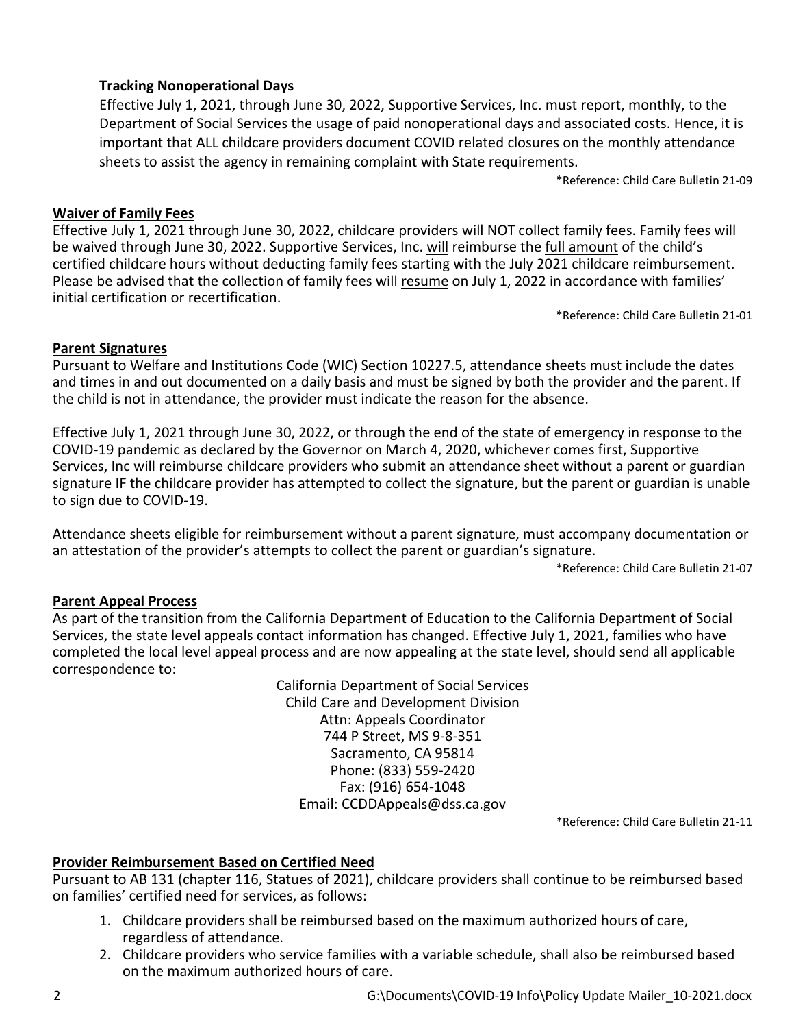### Tracking Nonoperational Days

Effective July 1, 2021, through June 30, 2022, Supportive Services, Inc. must report, monthly, to the Department of Social Services the usage of paid nonoperational days and associated costs. Hence, it is important that ALL childcare providers document COVID related closures on the monthly attendance sheets to assist the agency in remaining complaint with State requirements.

*Reference: Child Care Bulletin 21-09

### Waiver of Family Fees

Effective July 1, 2021 through June 30, 2022, childcare providers will NOT collect family fees. Family fees will be waived through June 30, 2022. Supportive Services, Inc. will reimburse the full amount of the child's certified childcare hours without deducting family fees starting with the July 2021 childcare reimbursement. Please be advised that the collection of family fees will resume on July 1, 2022 in accordance with families' initial certification or recertification.

*Reference: Child Care Bulletin 21-01

### Parent Signatures

Pursuant to Welfare and Institutions Code (WIC) Section 10227.5, attendance sheets must include the dates and times in and out documented on a daily basis and must be signed by both the provider and the parent. If the child is not in attendance, the provider must indicate the reason for the absence.

Effective July 1, 2021 through June 30, 2022, or through the end of the state of emergency in response to the COVID-19 pandemic as declared by the Governor on March 4, 2020, whichever comes first, Supportive Services, Inc will reimburse childcare providers who submit an attendance sheet without a parent or guardian signature IF the childcare provider has attempted to collect the signature, but the parent or guardian is unable to sign due to COVID-19.

Attendance sheets eligible for reimbursement without a parent signature, must accompany documentation or an attestation of the provider's attempts to collect the parent or guardian's signature.

*Reference: Child Care Bulletin 21-07

### Parent Appeal Process

As part of the transition from the California Department of Education to the California Department of Social Services, the state level appeals contact information has changed. Effective July 1, 2021, families who have completed the local level appeal process and are now appealing at the state level, should send all applicable correspondence to:

California Department of Social Services
Child Care and Development Division
Attn: Appeals Coordinator
744 P Street, MS 9-8-351
Sacramento, CA 95814
Phone: (833) 559-2420
Fax: (916) 654-1048
Email: CCDDAppeals@dss.ca.gov

*Reference: Child Care Bulletin 21-11

### Provider Reimbursement Based on Certified Need

Pursuant to AB 131 (chapter 116, Statues of 2021), childcare providers shall continue to be reimbursed based on families' certified need for services, as follows:

1. Childcare providers shall be reimbursed based on the maximum authorized hours of care, regardless of attendance.
2. Childcare providers who service families with a variable schedule, shall also be reimbursed based on the maximum authorized hours of care.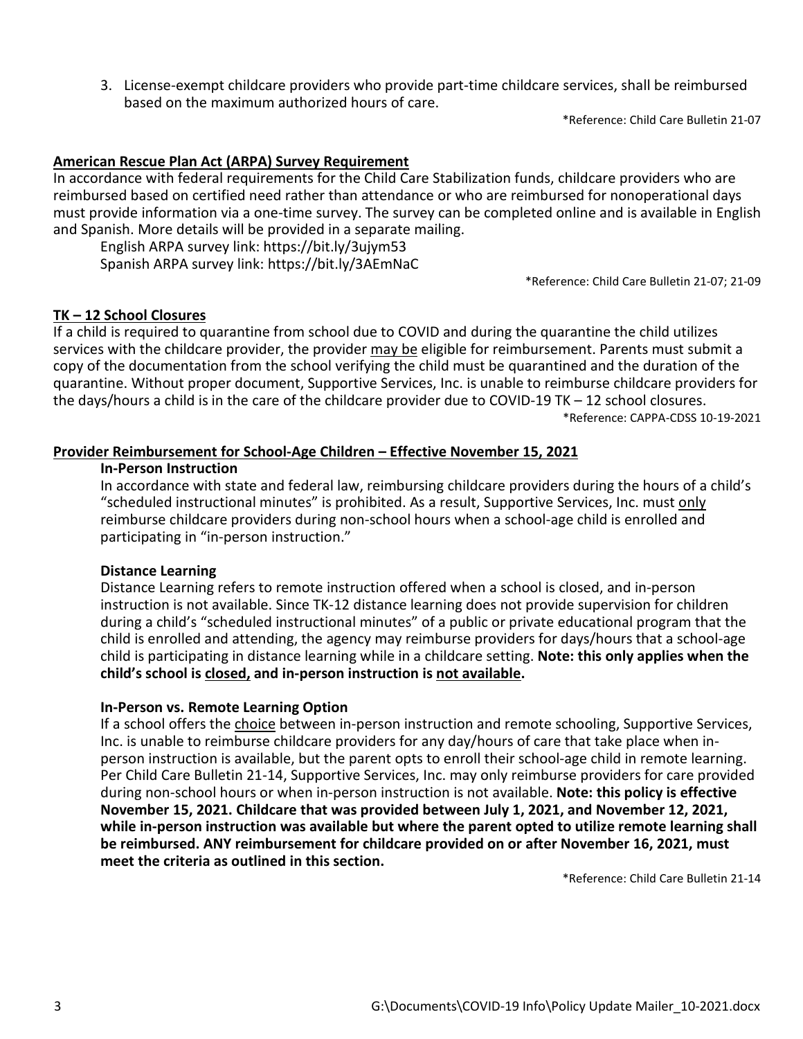3. License-exempt childcare providers who provide part-time childcare services, shall be reimbursed based on the maximum authorized hours of care.

*Reference: Child Care Bulletin 21-07

## American Rescue Plan Act (ARPA) Survey Requirement

In accordance with federal requirements for the Child Care Stabilization funds, childcare providers who are reimbursed based on certified need rather than attendance or who are reimbursed for nonoperational days must provide information via a one-time survey. The survey can be completed online and is available in English and Spanish. More details will be provided in a separate mailing.

English ARPA survey link: https://bit.ly/3ujym53
Spanish ARPA survey link: https://bit.ly/3AEmNaC

*Reference: Child Care Bulletin 21-07; 21-09

## TK – 12 School Closures

If a child is required to quarantine from school due to COVID and during the quarantine the child utilizes services with the childcare provider, the provider <u>may be</u> eligible for reimbursement. Parents must submit a copy of the documentation from the school verifying the child must be quarantined and the duration of the quarantine. Without proper document, Supportive Services, Inc. is unable to reimburse childcare providers for the days/hours a child is in the care of the childcare provider due to COVID-19 TK – 12 school closures.

*Reference: CAPPA-CDSS 10-19-2021

## Provider Reimbursement for School-Age Children – Effective November 15, 2021

### In-Person Instruction

In accordance with state and federal law, reimbursing childcare providers during the hours of a child's "scheduled instructional minutes" is prohibited. As a result, Supportive Services, Inc. must <u>only</u> reimburse childcare providers during non-school hours when a school-age child is enrolled and participating in "in-person instruction."

### Distance Learning

Distance Learning refers to remote instruction offered when a school is closed, and in-person instruction is not available. Since TK-12 distance learning does not provide supervision for children during a child's "scheduled instructional minutes" of a public or private educational program that the child is enrolled and attending, the agency may reimburse providers for days/hours that a school-age child is participating in distance learning while in a childcare setting. **Note: this only applies when the child's school is <u>closed,</u> and in-person instruction is <u>not available</u>.**

### In-Person vs. Remote Learning Option

If a school offers the <u>choice</u> between in-person instruction and remote schooling, Supportive Services, Inc. is unable to reimburse childcare providers for any day/hours of care that take place when in-person instruction is available, but the parent opts to enroll their school-age child in remote learning. Per Child Care Bulletin 21-14, Supportive Services, Inc. may only reimburse providers for care provided during non-school hours or when in-person instruction is not available. **Note: this policy is effective November 15, 2021. Childcare that was provided between July 1, 2021, and November 12, 2021, while in-person instruction was available but where the parent opted to utilize remote learning shall be reimbursed. ANY reimbursement for childcare provided on or after November 16, 2021, must meet the criteria as outlined in this section.**

*Reference: Child Care Bulletin 21-14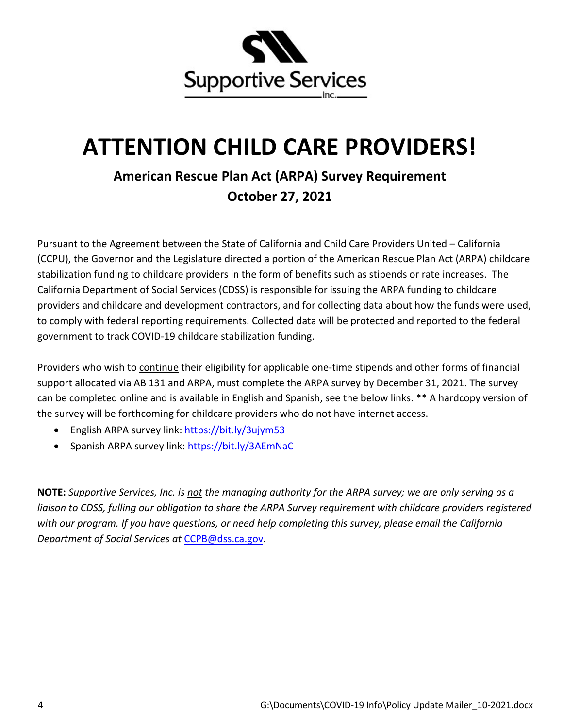Supportive Services Inc.

# ATTENTION CHILD CARE PROVIDERS!

### American Rescue Plan Act (ARPA) Survey Requirement
### October 27, 2021

Pursuant to the Agreement between the State of California and Child Care Providers United – California (CCPU), the Governor and the Legislature directed a portion of the American Rescue Plan Act (ARPA) childcare stabilization funding to childcare providers in the form of benefits such as stipends or rate increases. The California Department of Social Services (CDSS) is responsible for issuing the ARPA funding to childcare providers and childcare and development contractors, and for collecting data about how the funds were used, to comply with federal reporting requirements. Collected data will be protected and reported to the federal government to track COVID-19 childcare stabilization funding.

Providers who wish to continue their eligibility for applicable one-time stipends and other forms of financial support allocated via AB 131 and ARPA, must complete the ARPA survey by December 31, 2021. The survey can be completed online and is available in English and Spanish, see the below links. ** A hardcopy version of the survey will be forthcoming for childcare providers who do not have internet access.

- English ARPA survey link: https://bit.ly/3ujym53
- Spanish ARPA survey link: https://bit.ly/3AEmNaC

**NOTE:** *Supportive Services, Inc. is not the managing authority for the ARPA survey; we are only serving as a liaison to CDSS, fulling our obligation to share the ARPA Survey requirement with childcare providers registered with our program. If you have questions, or need help completing this survey, please email the California Department of Social Services at* CCPB@dss.ca.gov.

G:\Documents\COVID-19 Info\Policy Update Mailer_10-2021.docx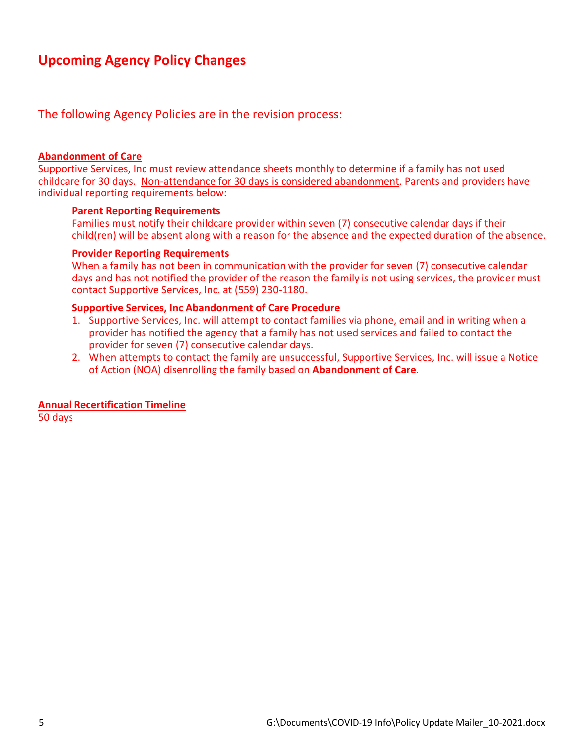# Upcoming Agency Policy Changes

The following Agency Policies are in the revision process:

## Abandonment of Care

Supportive Services, Inc must review attendance sheets monthly to determine if a family has not used childcare for 30 days. Non-attendance for 30 days is considered abandonment. Parents and providers have individual reporting requirements below:

### Parent Reporting Requirements

Families must notify their childcare provider within seven (7) consecutive calendar days if their child(ren) will be absent along with a reason for the absence and the expected duration of the absence.

### Provider Reporting Requirements

When a family has not been in communication with the provider for seven (7) consecutive calendar days and has not notified the provider of the reason the family is not using services, the provider must contact Supportive Services, Inc. at (559) 230-1180.

### Supportive Services, Inc Abandonment of Care Procedure

1. Supportive Services, Inc. will attempt to contact families via phone, email and in writing when a provider has notified the agency that a family has not used services and failed to contact the provider for seven (7) consecutive calendar days.
2. When attempts to contact the family are unsuccessful, Supportive Services, Inc. will issue a Notice of Action (NOA) disenrolling the family based on **Abandonment of Care**.

## Annual Recertification Timeline

50 days